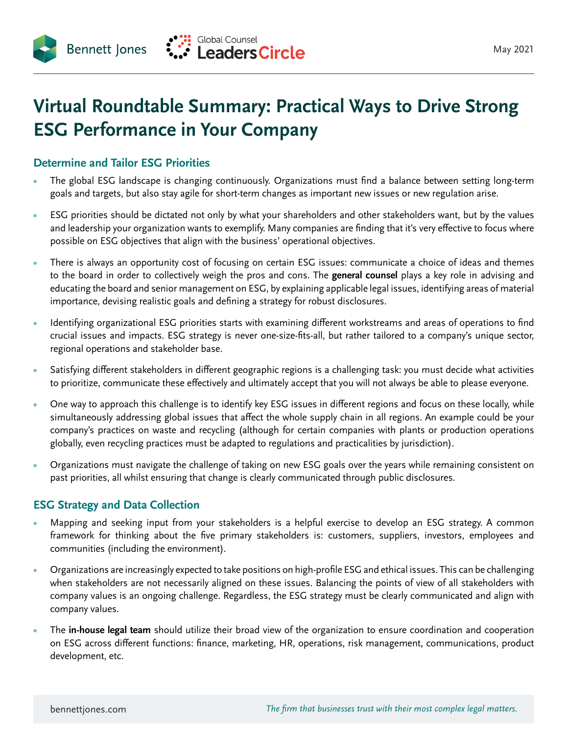# Virtual Roundtable Summary: Practical Ways to Drive Strong ESG Performance in Your Company

May 2021

## Determine and Tailor ESG Priorities

- The global ESG landscape is changing continuously. Organizations must find a balance between setting long-term goals and targets, but also stay agile for short-term changes as important new issues or new regulation arise.
- ESG priorities should be dictated not only by what your shareholders and other stakeholders want, but by the values and leadership your organization wants to exemplify. Many companies are finding that it's very effective to focus where possible on ESG objectives that align with the business' operational objectives.
- There is always an opportunity cost of focusing on certain ESG issues: communicate a choice of ideas and themes to the board in order to collectively weigh the pros and cons. The **general counsel** plays a key role in advising and educating the board and senior management on ESG, by explaining applicable legal issues, identifying areas of material importance, devising realistic goals and defining a strategy for robust disclosures.
- Identifying organizational ESG priorities starts with examining different workstreams and areas of operations to find crucial issues and impacts. ESG strategy is never one-size-fits-all, but rather tailored to a company's unique sector, regional operations and stakeholder base.
- Satisfying different stakeholders in different geographic regions is a challenging task: you must decide what activities to prioritize, communicate these effectively and ultimately accept that you will not always be able to please everyone.
- One way to approach this challenge is to identify key ESG issues in different regions and focus on these locally, while simultaneously addressing global issues that affect the whole supply chain in all regions. An example could be your company's practices on waste and recycling (although for certain companies with plants or production operations globally, even recycling practices must be adapted to regulations and practicalities by jurisdiction).
- Organizations must navigate the challenge of taking on new ESG goals over the years while remaining consistent on past priorities, all whilst ensuring that change is clearly communicated through public disclosures.

## ESG Strategy and Data Collection

- Mapping and seeking input from your stakeholders is a helpful exercise to develop an ESG strategy. A common framework for thinking about the five primary stakeholders is: customers, suppliers, investors, employees and communities (including the environment).
- Organizations are increasingly expected to take positions on high-profile ESG and ethical issues. This can be challenging when stakeholders are not necessarily aligned on these issues. Balancing the points of view of all stakeholders with company values is an ongoing challenge. Regardless, the ESG strategy must be clearly communicated and align with company values.
- The **in-house legal team** should utilize their broad view of the organization to ensure coordination and cooperation on ESG across different functions: finance, marketing, HR, operations, risk management, communications, product development, etc.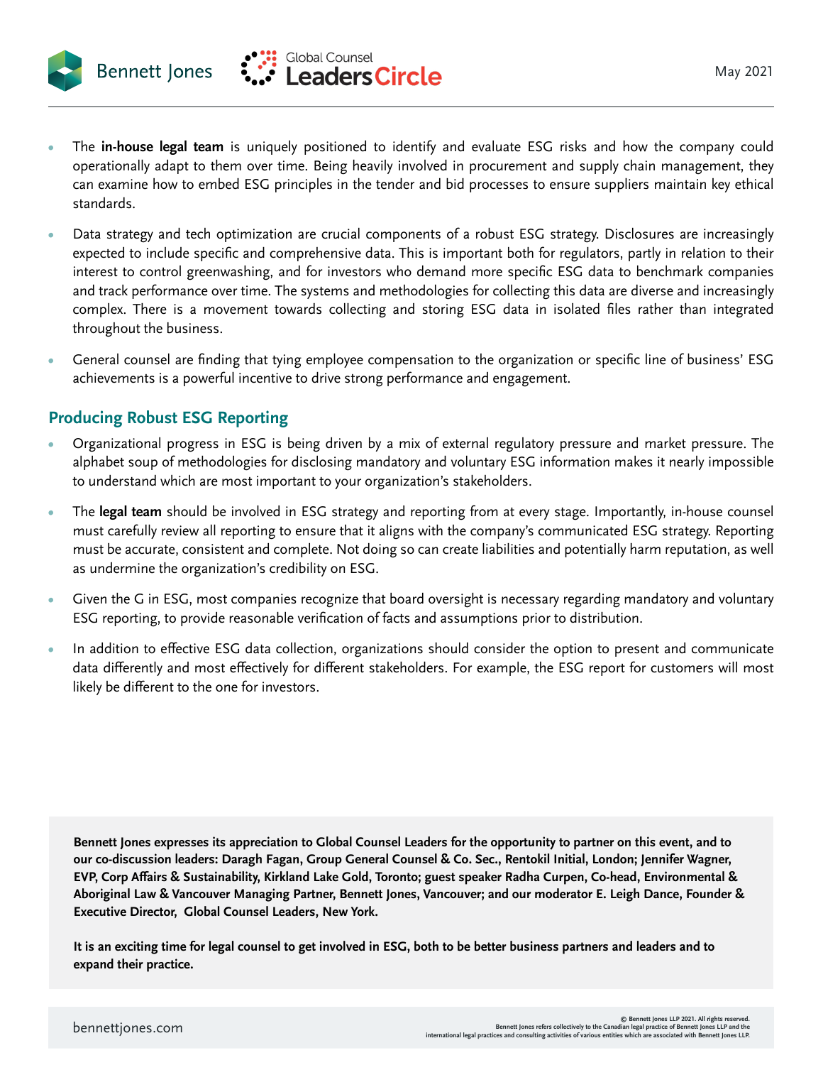- The **in-house legal team** is uniquely positioned to identify and evaluate ESG risks and how the company could operationally adapt to them over time. Being heavily involved in procurement and supply chain management, they can examine how to embed ESG principles in the tender and bid processes to ensure suppliers maintain key ethical standards.
- Data strategy and tech optimization are crucial components of a robust ESG strategy. Disclosures are increasingly expected to include specific and comprehensive data. This is important both for regulators, partly in relation to their interest to control greenwashing, and for investors who demand more specific ESG data to benchmark companies and track performance over time. The systems and methodologies for collecting this data are diverse and increasingly complex. There is a movement towards collecting and storing ESG data in isolated files rather than integrated throughout the business.
- General counsel are finding that tying employee compensation to the organization or specific line of business' ESG achievements is a powerful incentive to drive strong performance and engagement.

## Producing Robust ESG Reporting

- Organizational progress in ESG is being driven by a mix of external regulatory pressure and market pressure. The alphabet soup of methodologies for disclosing mandatory and voluntary ESG information makes it nearly impossible to understand which are most important to your organization's stakeholders.
- The **legal team** should be involved in ESG strategy and reporting from at every stage. Importantly, in-house counsel must carefully review all reporting to ensure that it aligns with the company's communicated ESG strategy. Reporting must be accurate, consistent and complete. Not doing so can create liabilities and potentially harm reputation, as well as undermine the organization's credibility on ESG.
- Given the G in ESG, most companies recognize that board oversight is necessary regarding mandatory and voluntary ESG reporting, to provide reasonable verification of facts and assumptions prior to distribution.
- In addition to effective ESG data collection, organizations should consider the option to present and communicate data differently and most effectively for different stakeholders. For example, the ESG report for customers will most likely be different to the one for investors.

**Bennett Jones expresses its appreciation to Global Counsel Leaders for the opportunity to partner on this event, and to our co-discussion leaders: Daragh Fagan, Group General Counsel & Co. Sec., Rentokil Initial, London; Jennifer Wagner, EVP, Corp Affairs & Sustainability, Kirkland Lake Gold, Toronto; guest speaker Radha Curpen, Co-head, Environmental & Aboriginal Law & Vancouver Managing Partner, Bennett Jones, Vancouver; and our moderator E. Leigh Dance, Founder & Executive Director, Global Counsel Leaders, New York.**

**It is an exciting time for legal counsel to get involved in ESG, both to be better business partners and leaders and to expand their practice.**

bennettjones.com

© Bennett Jones LLP 2021. All rights reserved.
Bennett Jones refers collectively to the Canadian legal practice of Bennett Jones LLP and the international legal practices and consulting activities of various entities which are associated with Bennett Jones LLP.